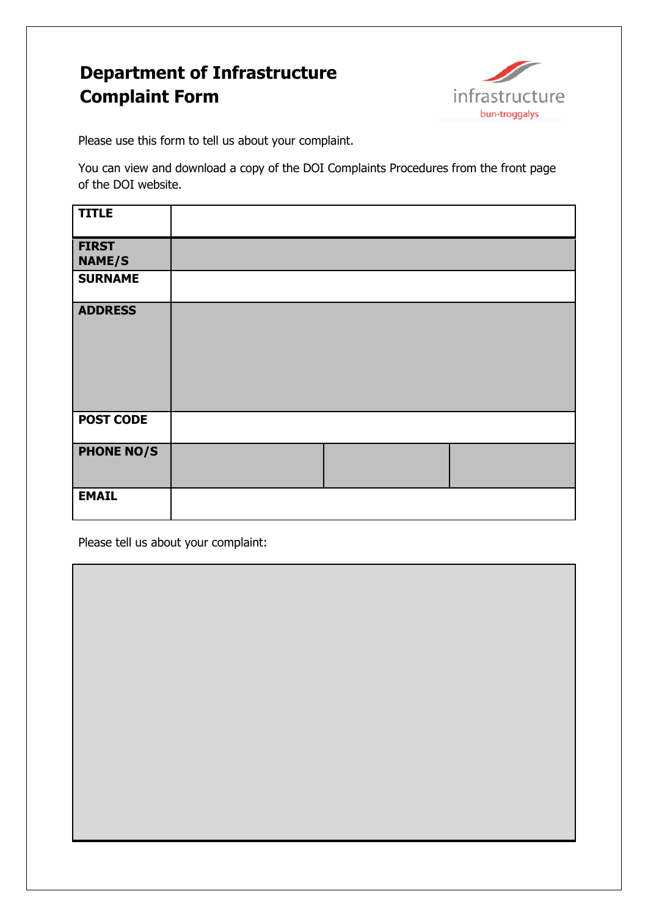# Department of Infrastructure Complaint Form

infrastructure
bun-troggalys

Please use this form to tell us about your complaint.

You can view and download a copy of the DOI Complaints Procedures from the front page of the DOI website.

| | | | |
|---|---|---|---|
| **TITLE** | | | |
| **FIRST NAME/S** | | | |
| **SURNAME** | | | |
| **ADDRESS** | | | |
| **POST CODE** | | | |
| **PHONE NO/S** | | | |
| **EMAIL** | | | |

Please tell us about your complaint:

| |
|---|
| |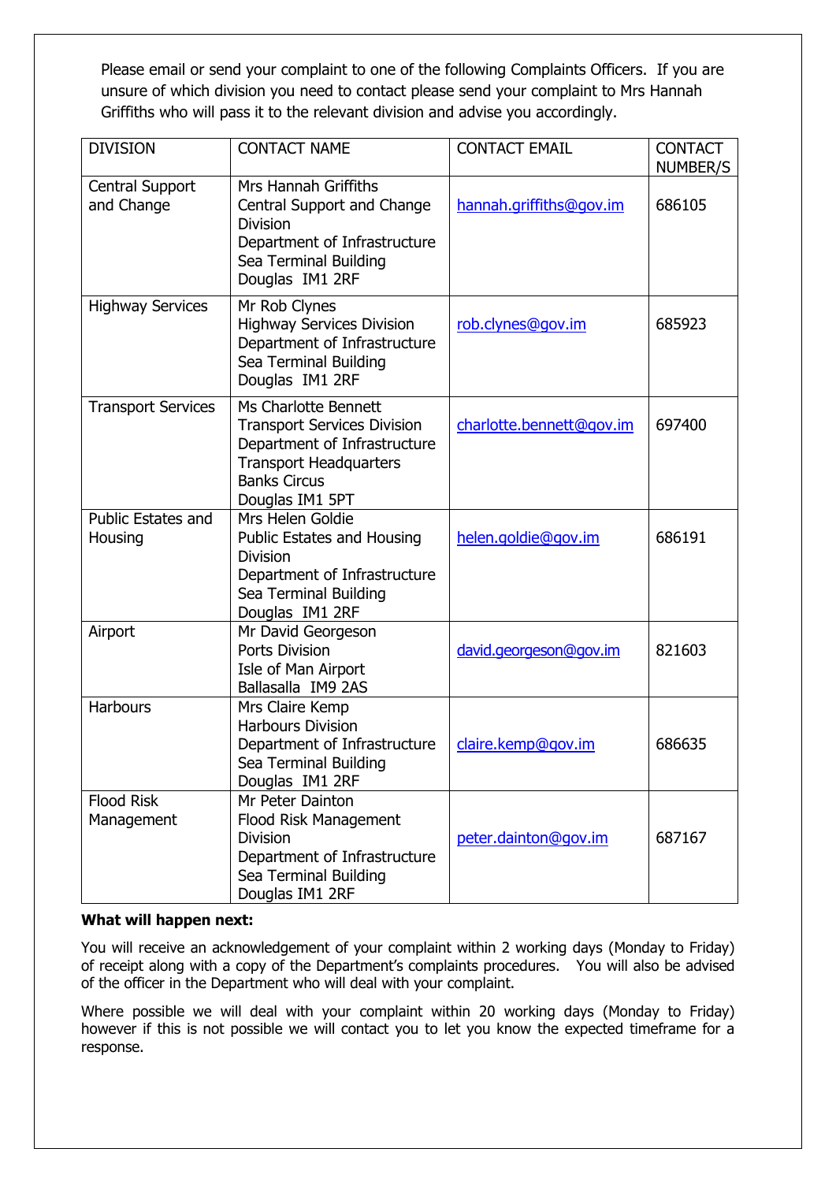Please email or send your complaint to one of the following Complaints Officers. If you are unsure of which division you need to contact please send your complaint to Mrs Hannah Griffiths who will pass it to the relevant division and advise you accordingly.

| DIVISION | CONTACT NAME | CONTACT EMAIL | CONTACT NUMBER/S |
|---|---|---|---|
| Central Support and Change | Mrs Hannah Griffiths<br>Central Support and Change Division<br>Department of Infrastructure<br>Sea Terminal Building<br>Douglas IM1 2RF | hannah.griffiths@gov.im | 686105 |
| Highway Services | Mr Rob Clynes<br>Highway Services Division<br>Department of Infrastructure<br>Sea Terminal Building<br>Douglas IM1 2RF | rob.clynes@gov.im | 685923 |
| Transport Services | Ms Charlotte Bennett<br>Transport Services Division<br>Department of Infrastructure<br>Transport Headquarters<br>Banks Circus<br>Douglas IM1 5PT | charlotte.bennett@gov.im | 697400 |
| Public Estates and Housing | Mrs Helen Goldie<br>Public Estates and Housing Division<br>Department of Infrastructure<br>Sea Terminal Building<br>Douglas IM1 2RF | helen.goldie@gov.im | 686191 |
| Airport | Mr David Georgeson<br>Ports Division<br>Isle of Man Airport<br>Ballasalla IM9 2AS | david.georgeson@gov.im | 821603 |
| Harbours | Mrs Claire Kemp<br>Harbours Division<br>Department of Infrastructure<br>Sea Terminal Building<br>Douglas IM1 2RF | claire.kemp@gov.im | 686635 |
| Flood Risk Management | Mr Peter Dainton<br>Flood Risk Management Division<br>Department of Infrastructure<br>Sea Terminal Building<br>Douglas IM1 2RF | peter.dainton@gov.im | 687167 |

**What will happen next:**

You will receive an acknowledgement of your complaint within 2 working days (Monday to Friday) of receipt along with a copy of the Department's complaints procedures. You will also be advised of the officer in the Department who will deal with your complaint.

Where possible we will deal with your complaint within 20 working days (Monday to Friday) however if this is not possible we will contact you to let you know the expected timeframe for a response.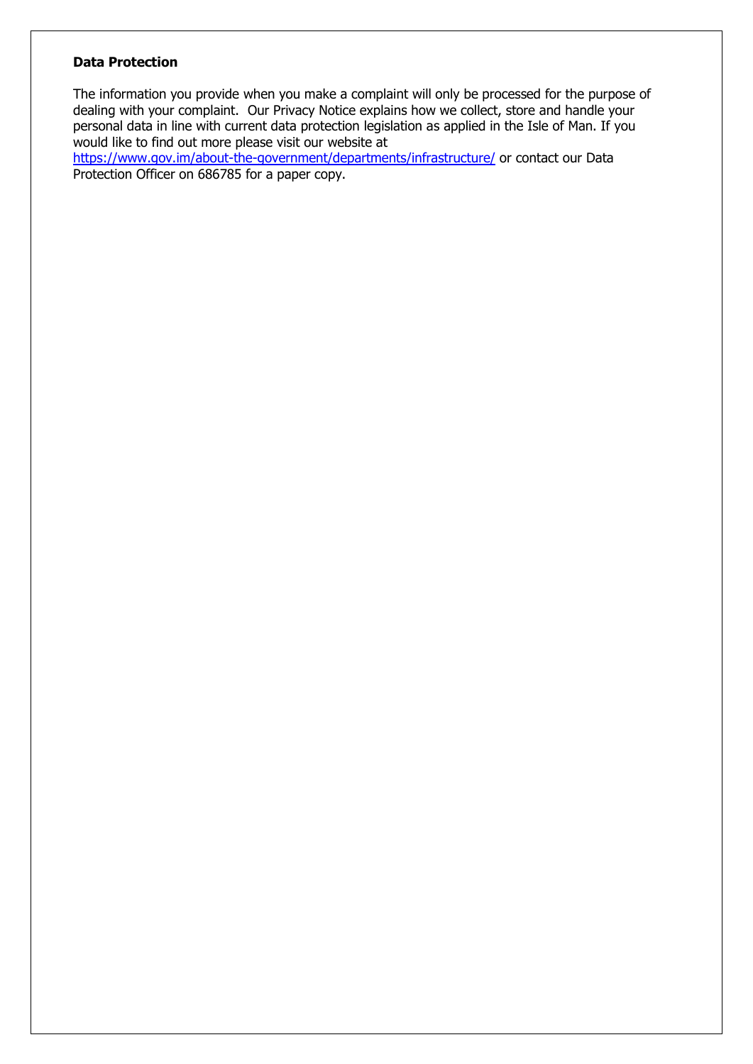**Data Protection**

The information you provide when you make a complaint will only be processed for the purpose of dealing with your complaint. Our Privacy Notice explains how we collect, store and handle your personal data in line with current data protection legislation as applied in the Isle of Man. If you would like to find out more please visit our website at https://www.gov.im/about-the-government/departments/infrastructure/ or contact our Data Protection Officer on 686785 for a paper copy.